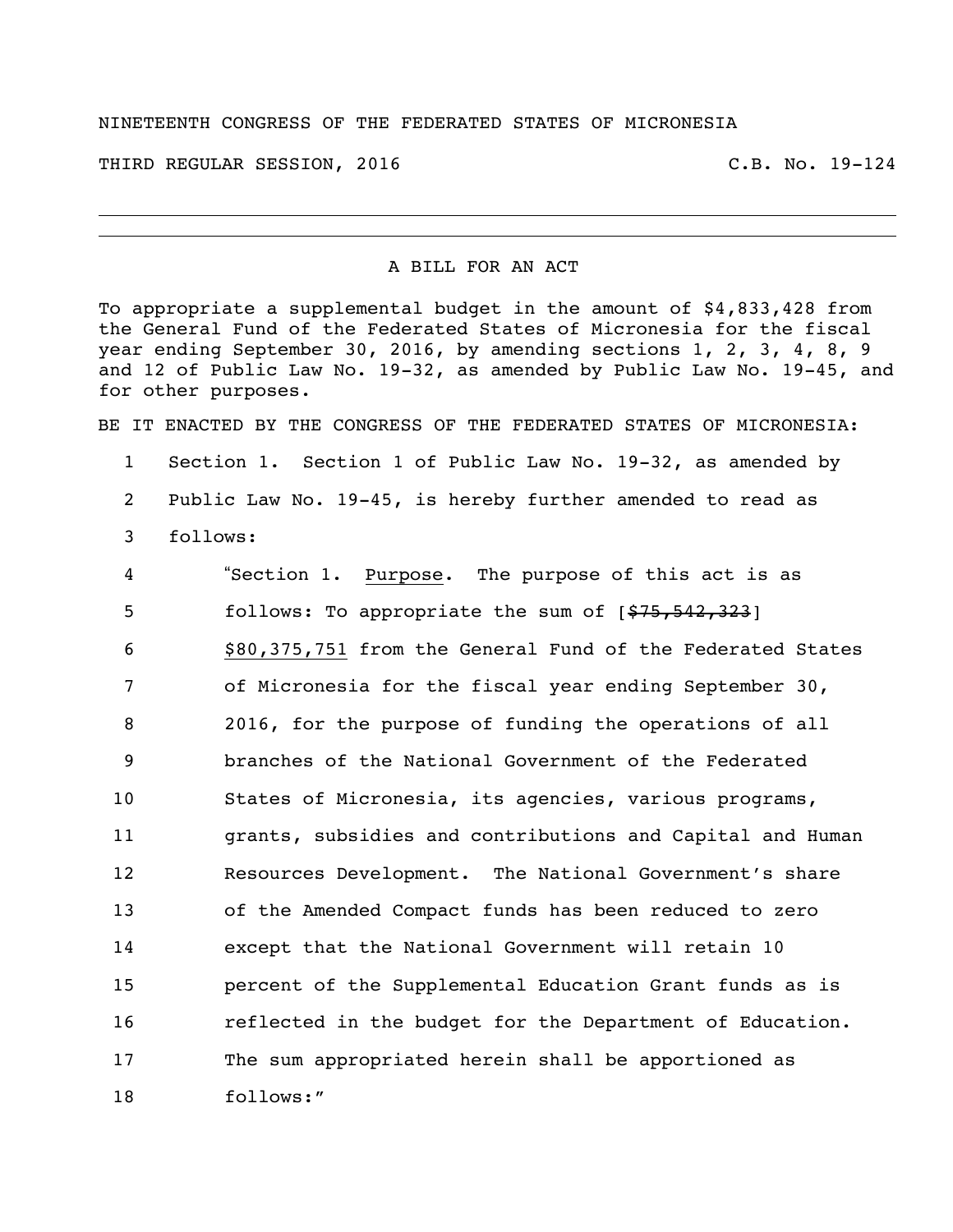NINETEENTH CONGRESS OF THE FEDERATED STATES OF MICRONESIA

THIRD REGULAR SESSION, 2016 C.B. No. 19-124

---

A BILL FOR AN ACT

To appropriate a supplemental budget in the amount of $4,833,428 from the General Fund of the Federated States of Micronesia for the fiscal year ending September 30, 2016, by amending sections 1, 2, 3, 4, 8, 9 and 12 of Public Law No. 19-32, as amended by Public Law No. 19-45, and for other purposes.

BE IT ENACTED BY THE CONGRESS OF THE FEDERATED STATES OF MICRONESIA:

1 Section 1. Section 1 of Public Law No. 19-32, as amended by
2 Public Law No. 19-45, is hereby further amended to read as
3 follows:

4 "Section 1. Purpose. The purpose of this act is as
5 follows: To appropriate the sum of [~~$75,542,323~~]
6 $80,375,751 from the General Fund of the Federated States
7 of Micronesia for the fiscal year ending September 30,
8 2016, for the purpose of funding the operations of all
9 branches of the National Government of the Federated
10 States of Micronesia, its agencies, various programs,
11 grants, subsidies and contributions and Capital and Human
12 Resources Development. The National Government's share
13 of the Amended Compact funds has been reduced to zero
14 except that the National Government will retain 10
15 percent of the Supplemental Education Grant funds as is
16 reflected in the budget for the Department of Education.
17 The sum appropriated herein shall be apportioned as
18 follows:"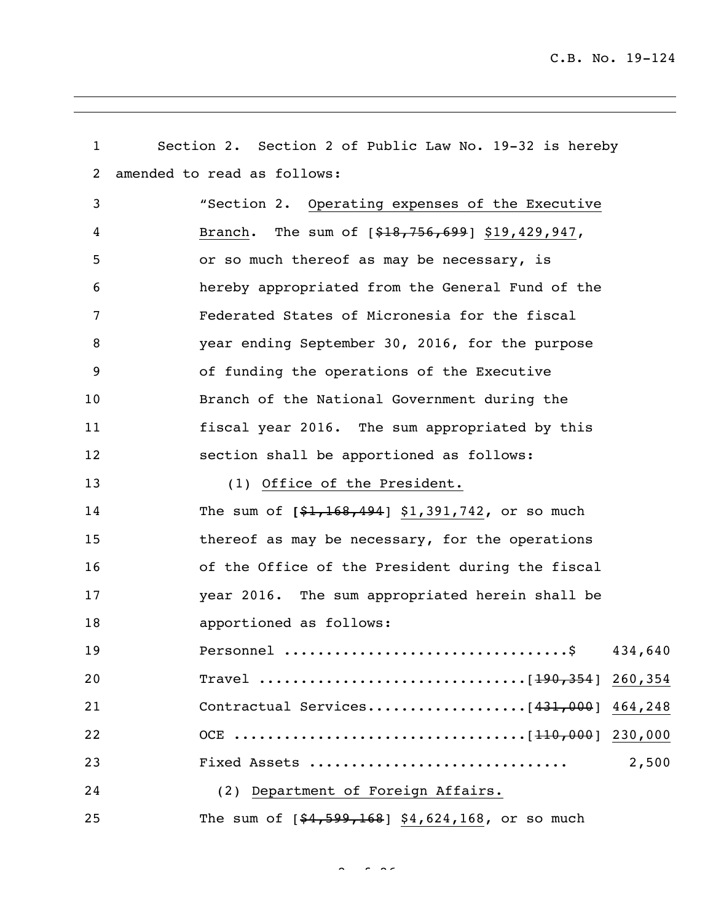Section 2. Section 2 of Public Law No. 19-32 is hereby amended to read as follows:

"Section 2. Operating expenses of the Executive Branch. The sum of [~~$18,756,699~~] $19,429,947, or so much thereof as may be necessary, is hereby appropriated from the General Fund of the Federated States of Micronesia for the fiscal year ending September 30, 2016, for the purpose of funding the operations of the Executive Branch of the National Government during the fiscal year 2016. The sum appropriated by this section shall be apportioned as follows:

(1) Office of the President.

The sum of [~~$1,168,494~~] $1,391,742, or so much thereof as may be necessary, for the operations of the Office of the President during the fiscal year 2016. The sum appropriated herein shall be apportioned as follows:

| | |
|---|---|
| Personnel ................................$ | 434,640 |
| Travel ................................[~~190,354~~] | 260,354 |
| Contractual Services..................[~~431,000~~] | 464,248 |
| OCE ...................................[~~110,000~~] | 230,000 |
| Fixed Assets ............................ | 2,500 |

(2) Department of Foreign Affairs.

The sum of [~~$4,599,168~~] $4,624,168, or so much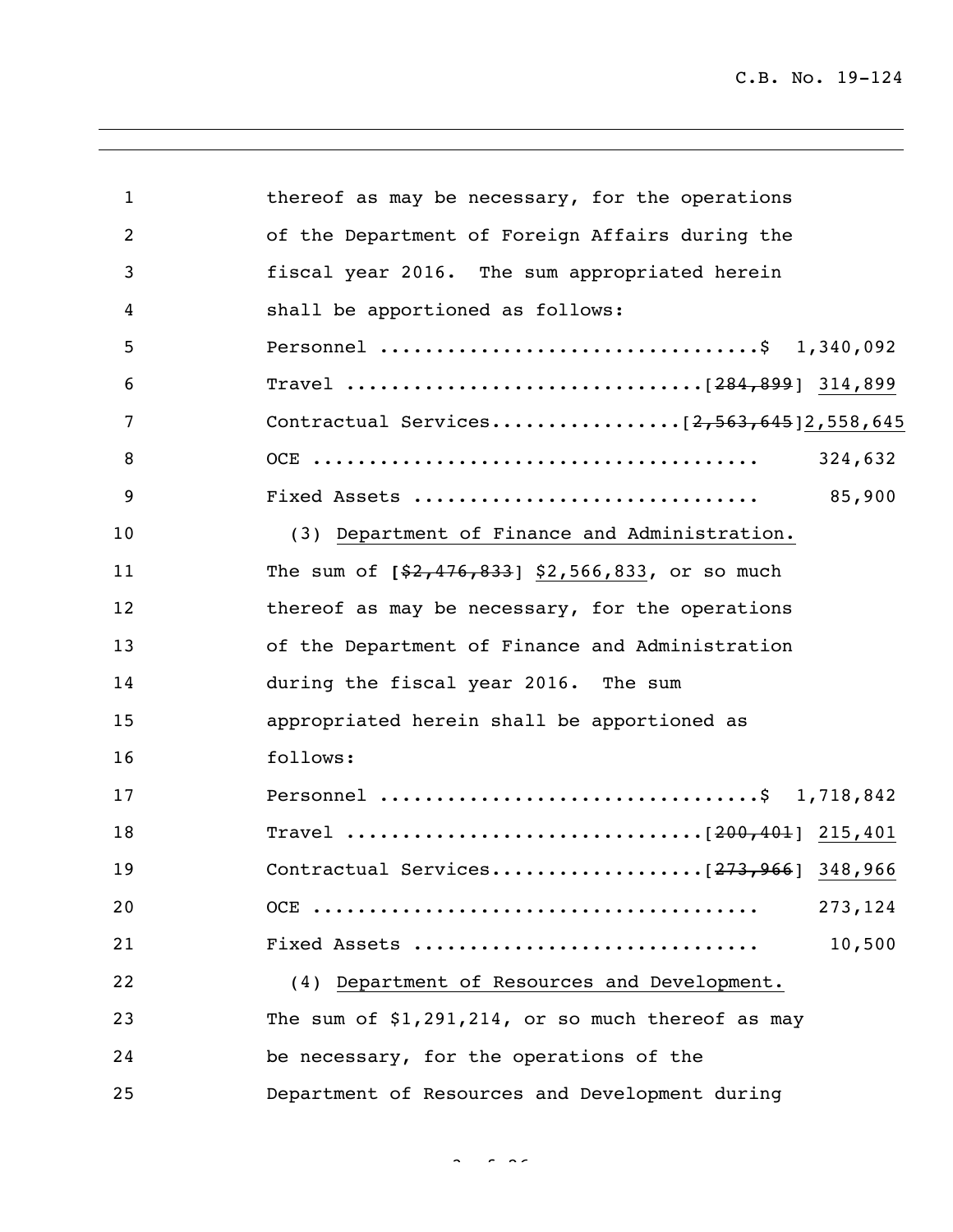thereof as may be necessary, for the operations of the Department of Foreign Affairs during the fiscal year 2016. The sum appropriated herein shall be apportioned as follows:

| | |
|---|---|
| Personnel ................................ | $ 1,340,092 |
| Travel ................................ | [~~284,899~~] <u>314,899</u> |
| Contractual Services................ | [~~2,563,645~~] <u>2,558,645</u> |
| OCE ................................ | 324,632 |
| Fixed Assets ................................ | 85,900 |

(3) <u>Department of Finance and Administration.</u> The sum of [~~$2,476,833~~] <u>$2,566,833</u>, or so much thereof as may be necessary, for the operations of the Department of Finance and Administration during the fiscal year 2016. The sum appropriated herein shall be apportioned as follows:

| | |
|---|---|
| Personnel ................................ | $ 1,718,842 |
| Travel ................................ | [~~200,401~~] <u>215,401</u> |
| Contractual Services.................. | [~~273,966~~] <u>348,966</u> |
| OCE ................................ | 273,124 |
| Fixed Assets ................................ | 10,500 |

(4) <u>Department of Resources and Development.</u> The sum of $1,291,214, or so much thereof as may be necessary, for the operations of the Department of Resources and Development during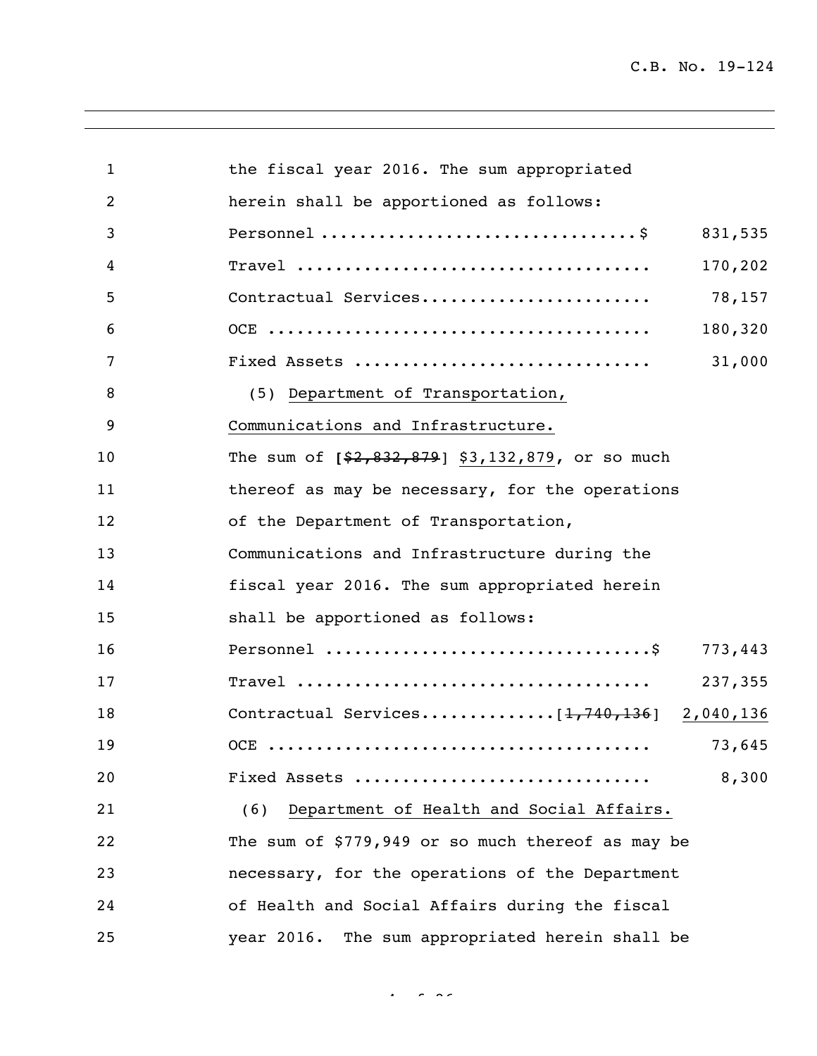the fiscal year 2016. The sum appropriated herein shall be apportioned as follows:

| | |
|---|---|
| Personnel ................................$ | 831,535 |
| Travel .................................... | 170,202 |
| Contractual Services....................... | 78,157 |
| OCE ....................................... | 180,320 |
| Fixed Assets .............................. | 31,000 |

(5) <u>Department of Transportation, Communications and Infrastructure.</u>

The sum of [~~$2,832,879~~] <u>$3,132,879</u>, or so much thereof as may be necessary, for the operations of the Department of Transportation, Communications and Infrastructure during the fiscal year 2016. The sum appropriated herein shall be apportioned as follows:

| | |
|---|---|
| Personnel .................................$ | 773,443 |
| Travel .................................... | 237,355 |
| Contractual Services.............[~~1,740,136~~] | <u>2,040,136</u> |
| OCE ....................................... | 73,645 |
| Fixed Assets .............................. | 8,300 |

(6) <u>Department of Health and Social Affairs.</u>

The sum of $779,949 or so much thereof as may be necessary, for the operations of the Department of Health and Social Affairs during the fiscal year 2016. The sum appropriated herein shall be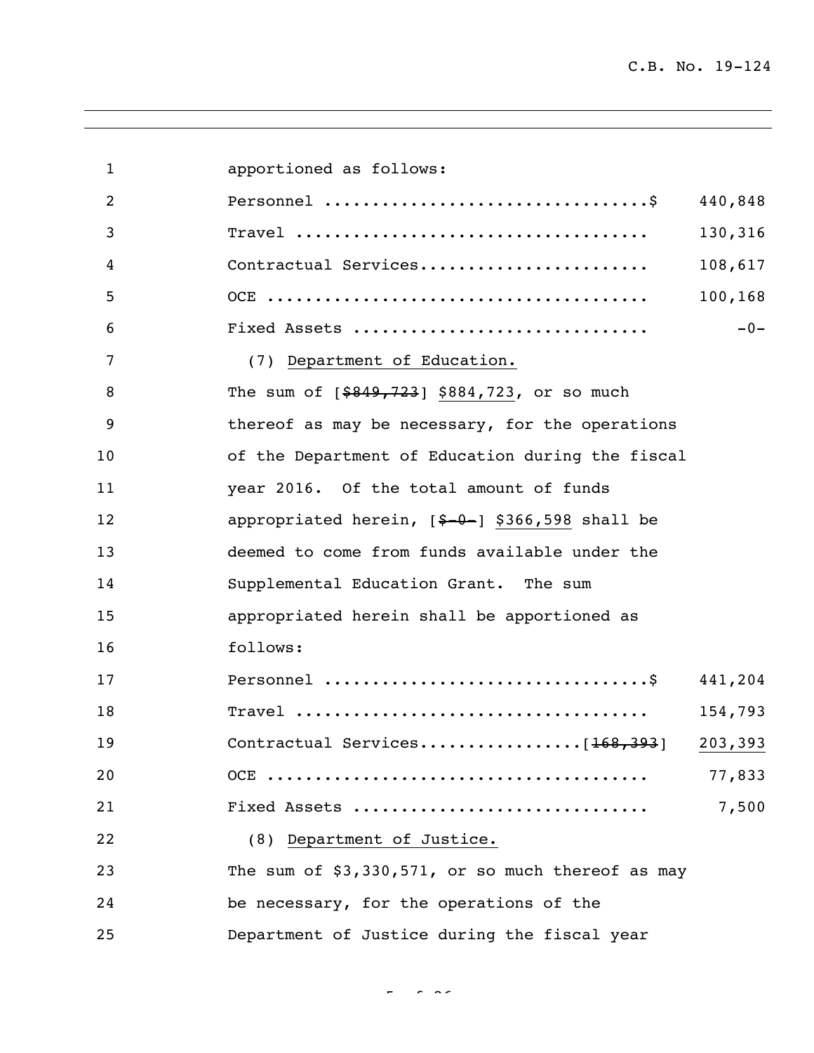apportioned as follows:

| | |
|---|---:|
| Personnel ................................$ | 440,848 |
| Travel .................................... | 130,316 |
| Contractual Services........................ | 108,617 |
| OCE ........................................ | 100,168 |
| Fixed Assets .............................. | -0- |

(7) Department of Education.

The sum of [~~$849,723~~] $884,723, or so much thereof as may be necessary, for the operations of the Department of Education during the fiscal year 2016. Of the total amount of funds appropriated herein, [~~$-0-~~] $366,598 shall be deemed to come from funds available under the Supplemental Education Grant. The sum appropriated herein shall be apportioned as follows:

| | |
|---|---:|
| Personnel ................................$ | 441,204 |
| Travel .................................... | 154,793 |
| Contractual Services................[~~168,393~~] | 203,393 |
| OCE ........................................ | 77,833 |
| Fixed Assets .............................. | 7,500 |

(8) Department of Justice.

The sum of $3,330,571, or so much thereof as may be necessary, for the operations of the Department of Justice during the fiscal year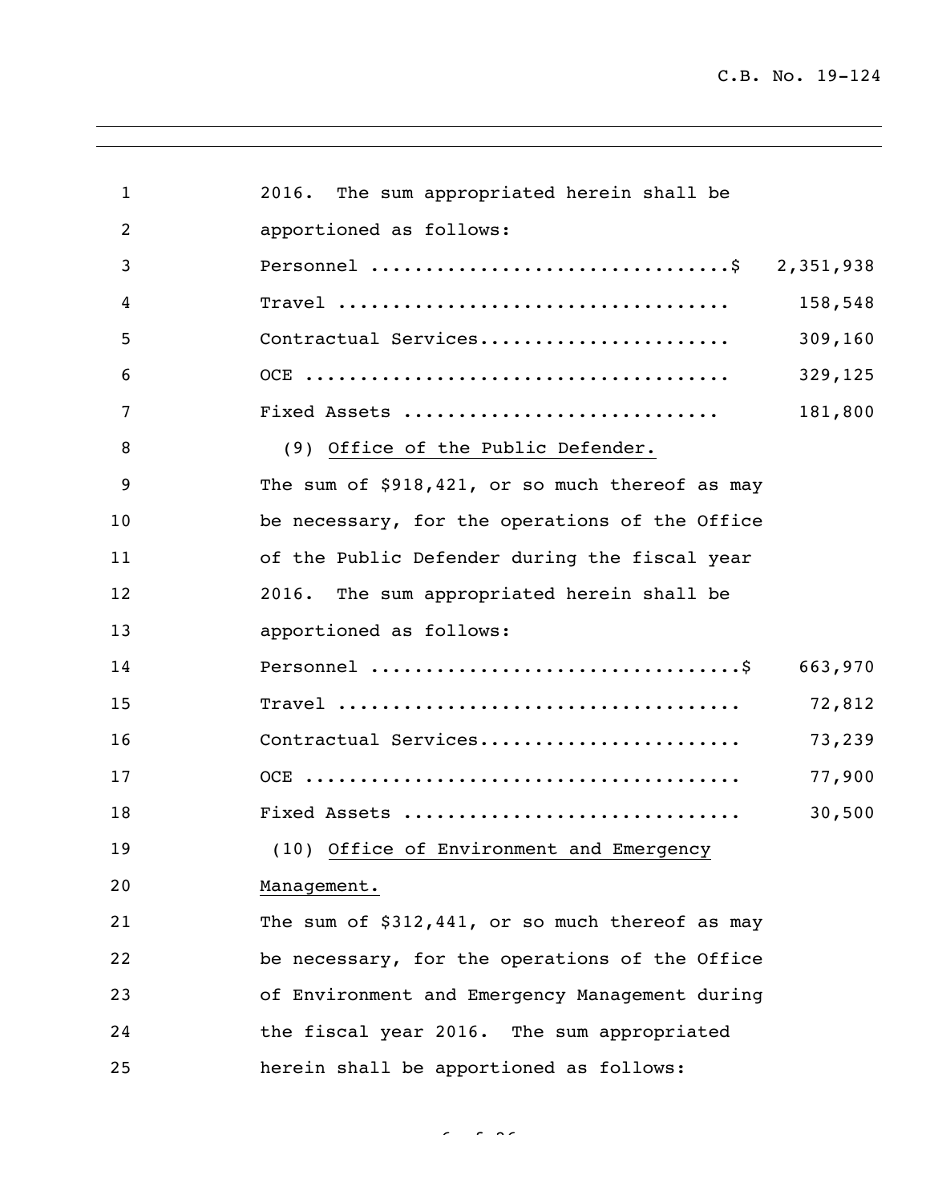2016. The sum appropriated herein shall be apportioned as follows:

| | |
|---|---|
| Personnel .................................$ | 2,351,938 |
| Travel ................................... | 158,548 |
| Contractual Services...................... | 309,160 |
| OCE ...................................... | 329,125 |
| Fixed Assets ............................ | 181,800 |

(9) Office of the Public Defender.

The sum of $918,421, or so much thereof as may be necessary, for the operations of the Office of the Public Defender during the fiscal year 2016. The sum appropriated herein shall be apportioned as follows:

| | |
|---|---|
| Personnel .................................$ | 663,970 |
| Travel .................................... | 72,812 |
| Contractual Services....................... | 73,239 |
| OCE ....................................... | 77,900 |
| Fixed Assets .............................. | 30,500 |

(10) Office of Environment and Emergency Management.

The sum of $312,441, or so much thereof as may be necessary, for the operations of the Office of Environment and Emergency Management during the fiscal year 2016. The sum appropriated herein shall be apportioned as follows: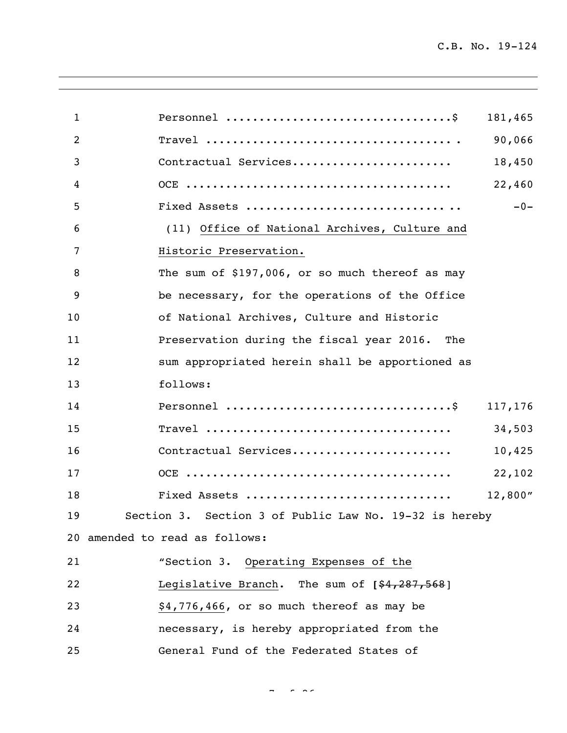| | |
|---|---|
| Personnel ................................$ | 181,465 |
| Travel ................................... . | 90,066 |
| Contractual Services...................... | 18,450 |
| OCE ...................................... | 22,460 |
| Fixed Assets ............................ .. | -0- |

(11) Office of National Archives, Culture and Historic Preservation.

The sum of $197,006, or so much thereof as may be necessary, for the operations of the Office of National Archives, Culture and Historic Preservation during the fiscal year 2016. The sum appropriated herein shall be apportioned as follows:

| | |
|---|---|
| Personnel ................................$ | 117,176 |
| Travel ................................... | 34,503 |
| Contractual Services...................... | 10,425 |
| OCE ...................................... | 22,102 |
| Fixed Assets ............................. | 12,800" |

Section 3. Section 3 of Public Law No. 19-32 is hereby amended to read as follows:

"Section 3. Operating Expenses of the Legislative Branch. The sum of [~~$4,287,568~~] $4,776,466, or so much thereof as may be necessary, is hereby appropriated from the General Fund of the Federated States of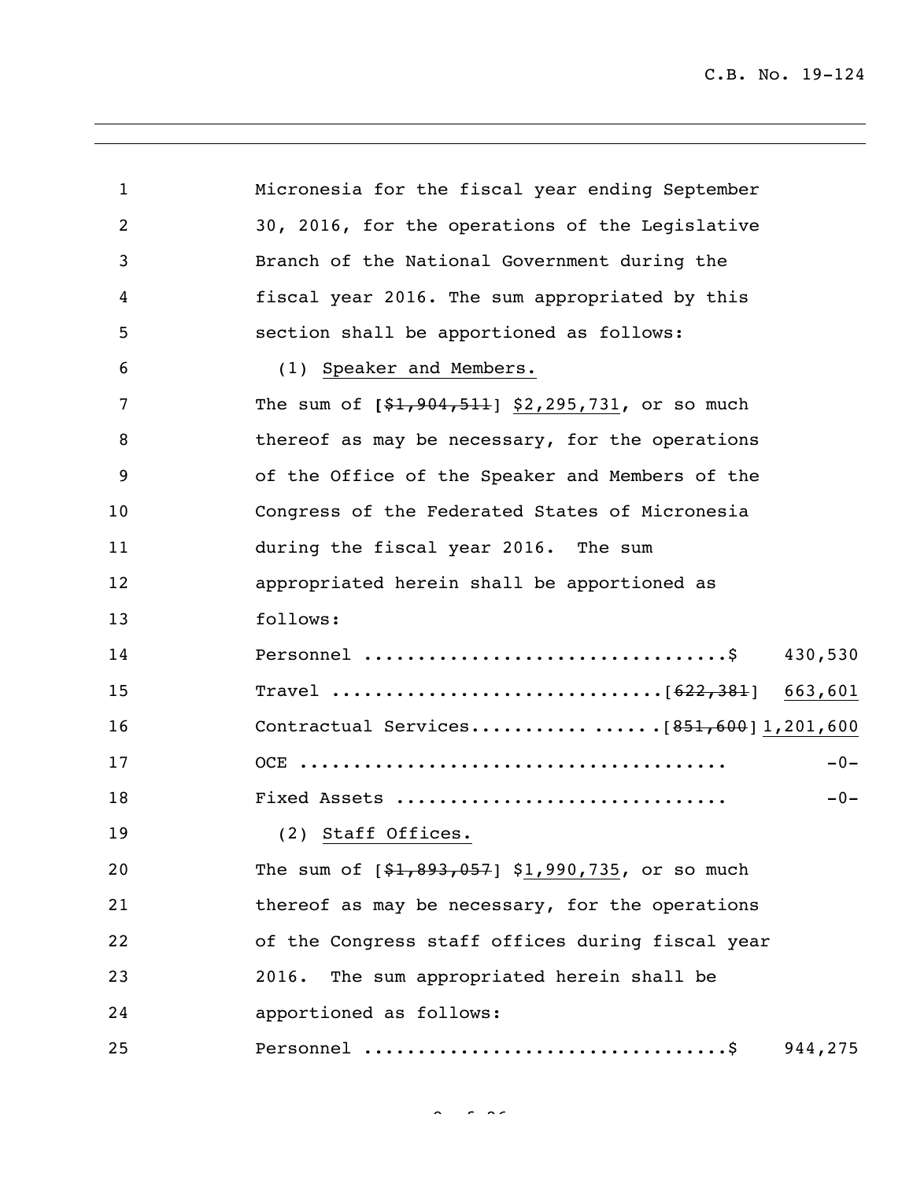Micronesia for the fiscal year ending September 30, 2016, for the operations of the Legislative Branch of the National Government during the fiscal year 2016. The sum appropriated by this section shall be apportioned as follows:

(1) <u>Speaker and Members.</u>

The sum of [~~$1,904,511~~] <u>$2,295,731</u>, or so much thereof as may be necessary, for the operations of the Office of the Speaker and Members of the Congress of the Federated States of Micronesia during the fiscal year 2016. The sum appropriated herein shall be apportioned as follows:

| | |
|---|---|
| Personnel ................................$ | 430,530 |
| Travel ..............................[~~622,381~~] | <u>663,601</u> |
| Contractual Services.................[~~851,600~~] | <u>1,201,600</u> |
| OCE ...................................... | -0- |
| Fixed Assets ............................. | -0- |

(2) <u>Staff Offices.</u>

The sum of [~~$1,893,057~~] $<u>1,990,735</u>, or so much thereof as may be necessary, for the operations of the Congress staff offices during fiscal year 2016. The sum appropriated herein shall be apportioned as follows:

| | |
|---|---|
| Personnel ................................$ | 944,275 |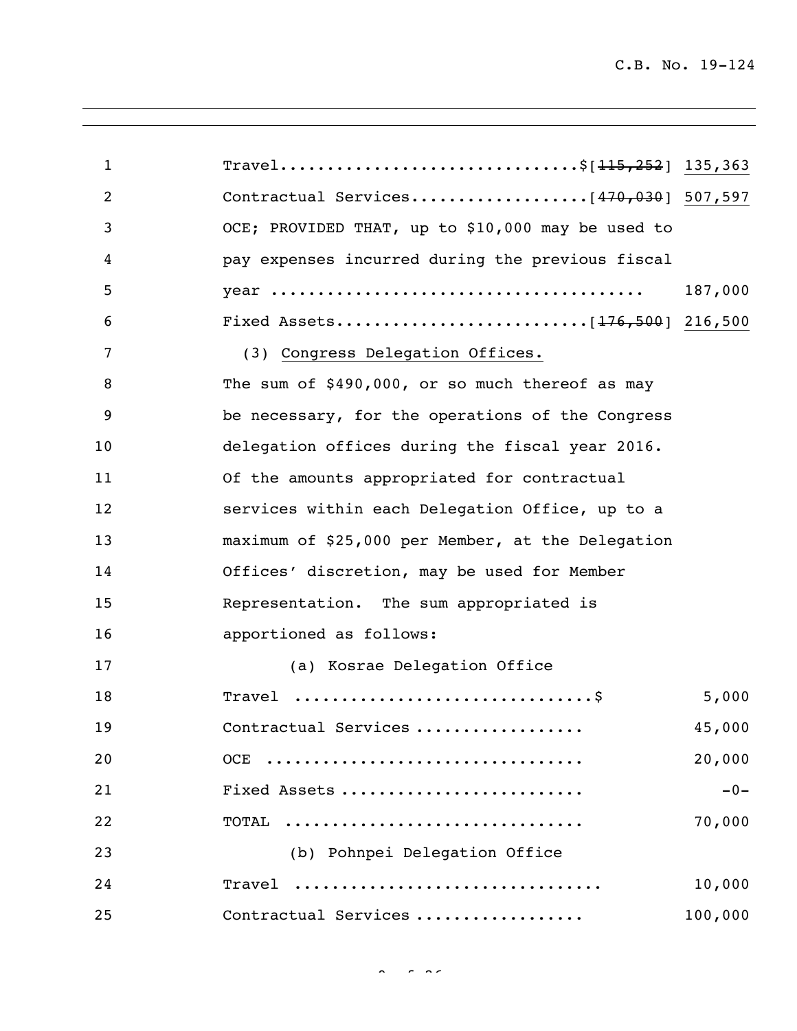Travel..............................$[~~115,252~~] 135,363

Contractual Services..................[~~470,030~~] 507,597

OCE; PROVIDED THAT, up to $10,000 may be used to pay expenses incurred during the previous fiscal year ....................................... 187,000

Fixed Assets..........................[~~176,500~~] 216,500

(3) Congress Delegation Offices.

The sum of $490,000, or so much thereof as may be necessary, for the operations of the Congress delegation offices during the fiscal year 2016. Of the amounts appropriated for contractual services within each Delegation Office, up to a maximum of $25,000 per Member, at the Delegation Offices' discretion, may be used for Member Representation. The sum appropriated is apportioned as follows:

(a) Kosrae Delegation Office

| | |
|---|---|
| Travel ..............................$ | 5,000 |
| Contractual Services ................. | 45,000 |
| OCE ................................ | 20,000 |
| Fixed Assets ........................ | -0- |
| TOTAL .............................. | 70,000 |

(b) Pohnpei Delegation Office

| | |
|---|---|
| Travel ................................ | 10,000 |
| Contractual Services ................. | 100,000 |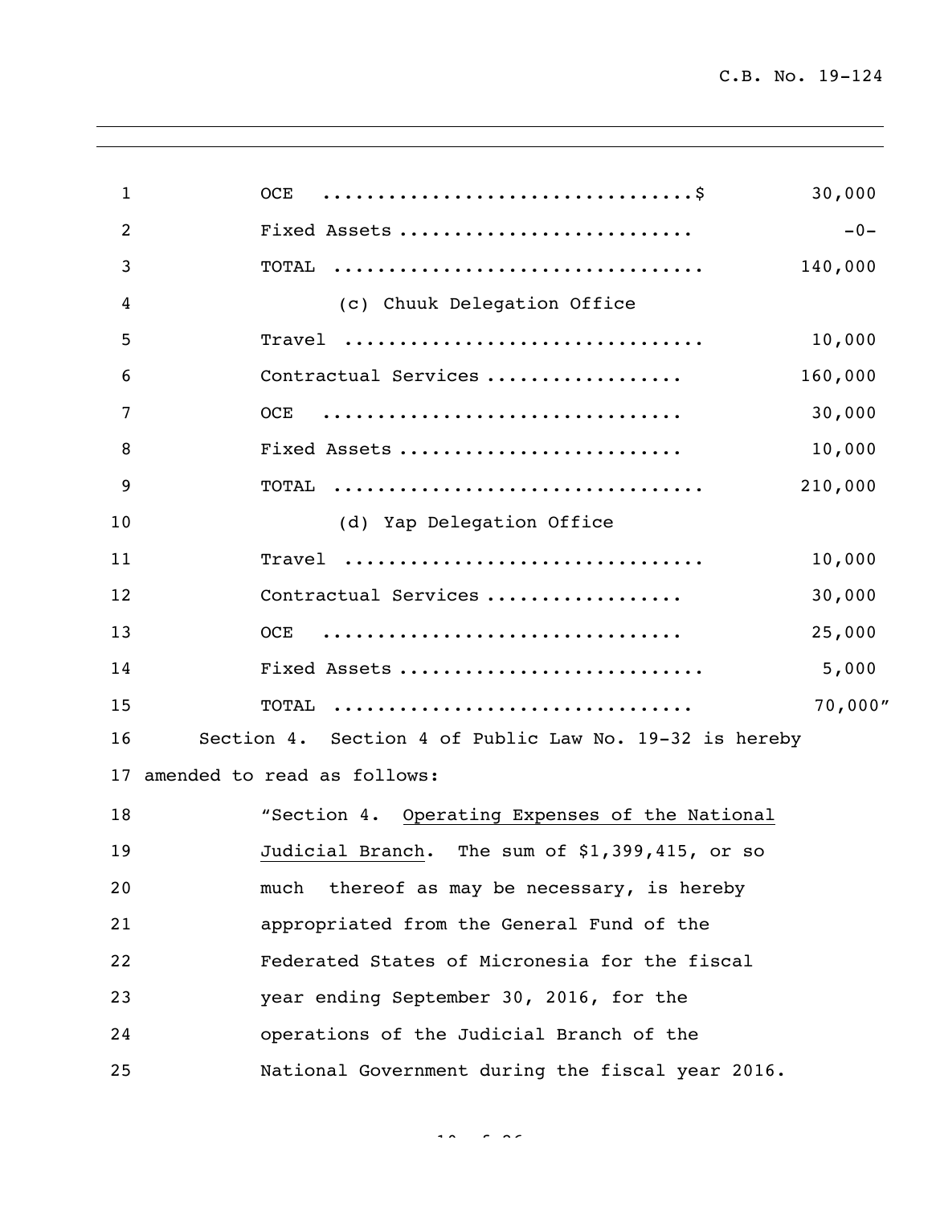| | |
|---|---|
| OCE ..................................$ | 30,000 |
| Fixed Assets .......................... | -0- |
| TOTAL .................................. | 140,000 |

(c) Chuuk Delegation Office

| | |
|---|---|
| Travel ................................. | 10,000 |
| Contractual Services .................. | 160,000 |
| OCE ................................ | 30,000 |
| Fixed Assets .......................... | 10,000 |
| TOTAL .................................. | 210,000 |

(d) Yap Delegation Office

| | |
|---|---|
| Travel ................................. | 10,000 |
| Contractual Services .................. | 30,000 |
| OCE ................................ | 25,000 |
| Fixed Assets ........................... | 5,000 |
| TOTAL ................................ | 70,000" |

Section 4. Section 4 of Public Law No. 19-32 is hereby amended to read as follows:

"Section 4. Operating Expenses of the National Judicial Branch. The sum of $1,399,415, or so much thereof as may be necessary, is hereby appropriated from the General Fund of the Federated States of Micronesia for the fiscal year ending September 30, 2016, for the operations of the Judicial Branch of the National Government during the fiscal year 2016.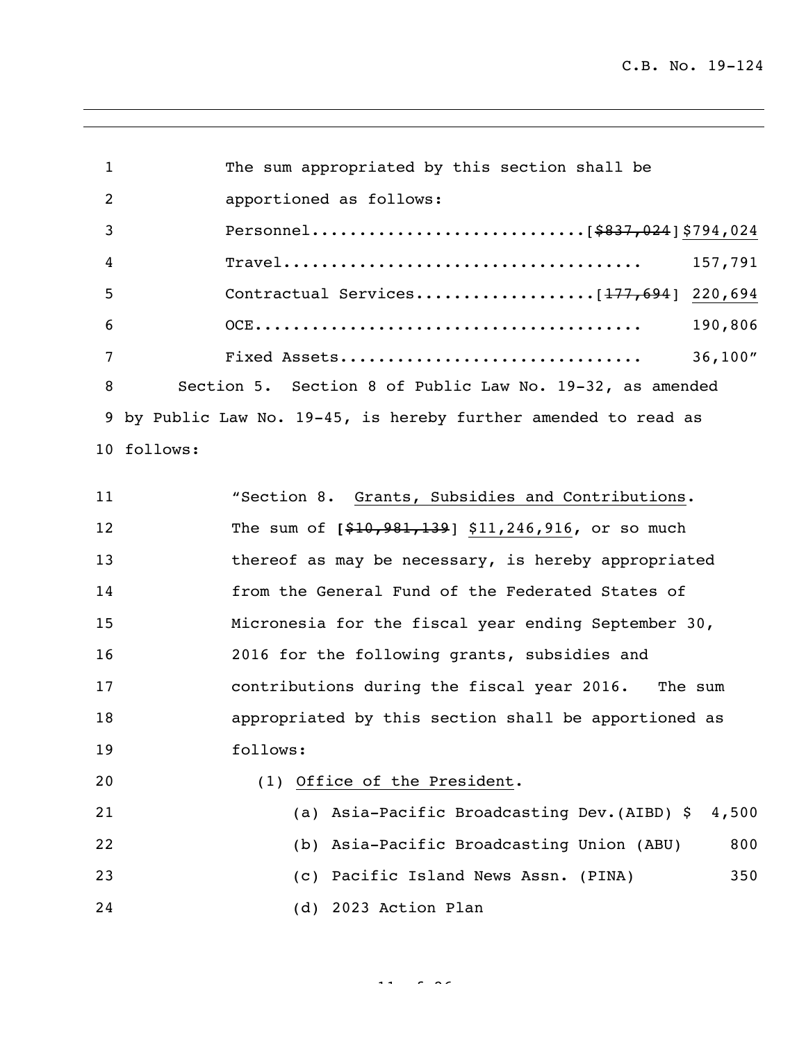The sum appropriated by this section shall be apportioned as follows:

Personnel............................[~~$837,024~~] $794,024

Travel.....................................  157,791

Contractual Services..................[~~177,694~~] 220,694

OCE........................................  190,806

Fixed Assets...............................  36,100"

Section 5. Section 8 of Public Law No. 19-32, as amended by Public Law No. 19-45, is hereby further amended to read as follows:

"Section 8. Grants, Subsidies and Contributions. The sum of [~~$10,981,139~~] $11,246,916, or so much thereof as may be necessary, is hereby appropriated from the General Fund of the Federated States of Micronesia for the fiscal year ending September 30, 2016 for the following grants, subsidies and contributions during the fiscal year 2016. The sum appropriated by this section shall be apportioned as follows:

(1) Office of the President.

(a) Asia-Pacific Broadcasting Dev.(AIBD) $ 4,500

(b) Asia-Pacific Broadcasting Union (ABU) 800

(c) Pacific Island News Assn. (PINA) 350

(d) 2023 Action Plan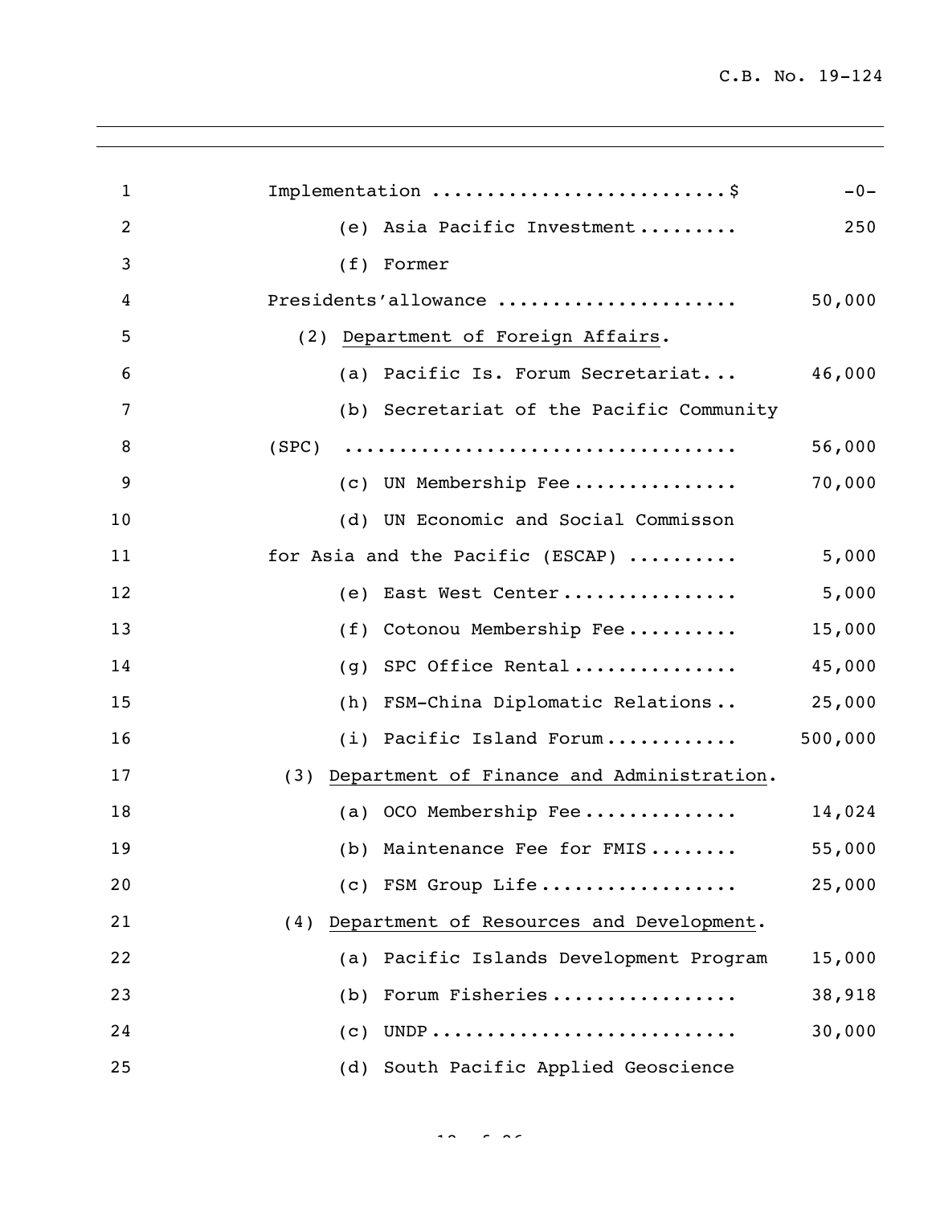Implementation ..........................$ -0-

(e) Asia Pacific Investment......... 250

(f) Former Presidents'allowance ..................... 50,000

(2) Department of Foreign Affairs.

(a) Pacific Is. Forum Secretariat... 46,000

(b) Secretariat of the Pacific Community (SPC) .................................. 56,000

(c) UN Membership Fee............... 70,000

(d) UN Economic and Social Commisson for Asia and the Pacific (ESCAP) .......... 5,000

(e) East West Center................ 5,000

(f) Cotonou Membership Fee.......... 15,000

(g) SPC Office Rental............... 45,000

(h) FSM-China Diplomatic Relations.. 25,000

(i) Pacific Island Forum............ 500,000

(3) Department of Finance and Administration.

(a) OCO Membership Fee.............. 14,024

(b) Maintenance Fee for FMIS........ 55,000

(c) FSM Group Life.................. 25,000

(4) Department of Resources and Development.

(a) Pacific Islands Development Program 15,000

(b) Forum Fisheries................. 38,918

(c) UNDP............................ 30,000

(d) South Pacific Applied Geoscience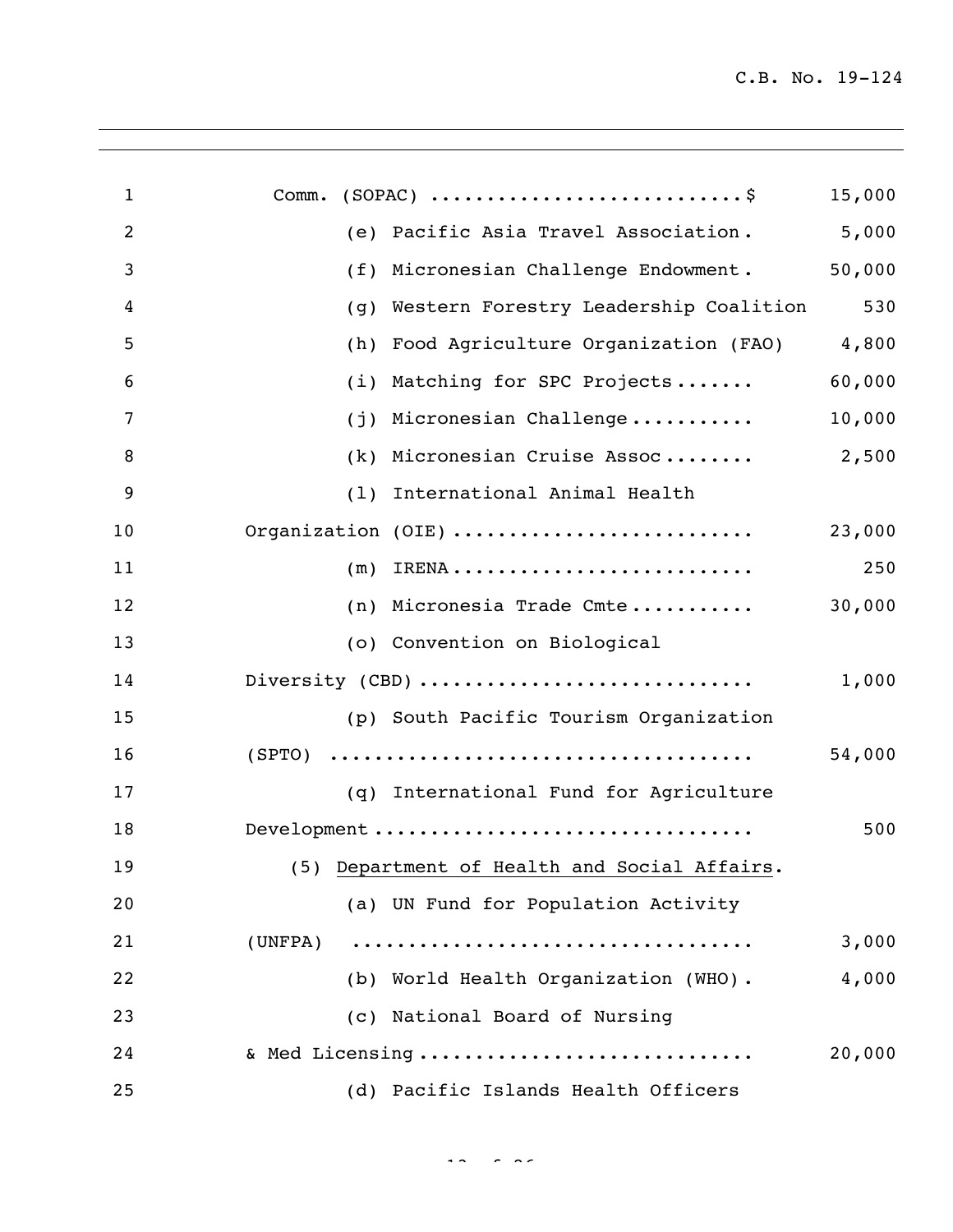Comm. (SOPAC) ............................$ 15,000

(e) Pacific Asia Travel Association. 5,000

(f) Micronesian Challenge Endowment. 50,000

(g) Western Forestry Leadership Coalition 530

(h) Food Agriculture Organization (FAO) 4,800

(i) Matching for SPC Projects....... 60,000

(j) Micronesian Challenge........... 10,000

(k) Micronesian Cruise Assoc........ 2,500

(l) International Animal Health Organization (OIE).......................... 23,000

(m) IRENA.......................... 250

(n) Micronesia Trade Cmte........... 30,000

(o) Convention on Biological Diversity (CBD)............................ 1,000

(p) South Pacific Tourism Organization (SPTO) ..................................... 54,000

(q) International Fund for Agriculture Development................................ 500

(5) Department of Health and Social Affairs.

(a) UN Fund for Population Activity (UNFPA) .................................. 3,000

(b) World Health Organization (WHO). 4,000

(c) National Board of Nursing & Med Licensing............................ 20,000

(d) Pacific Islands Health Officers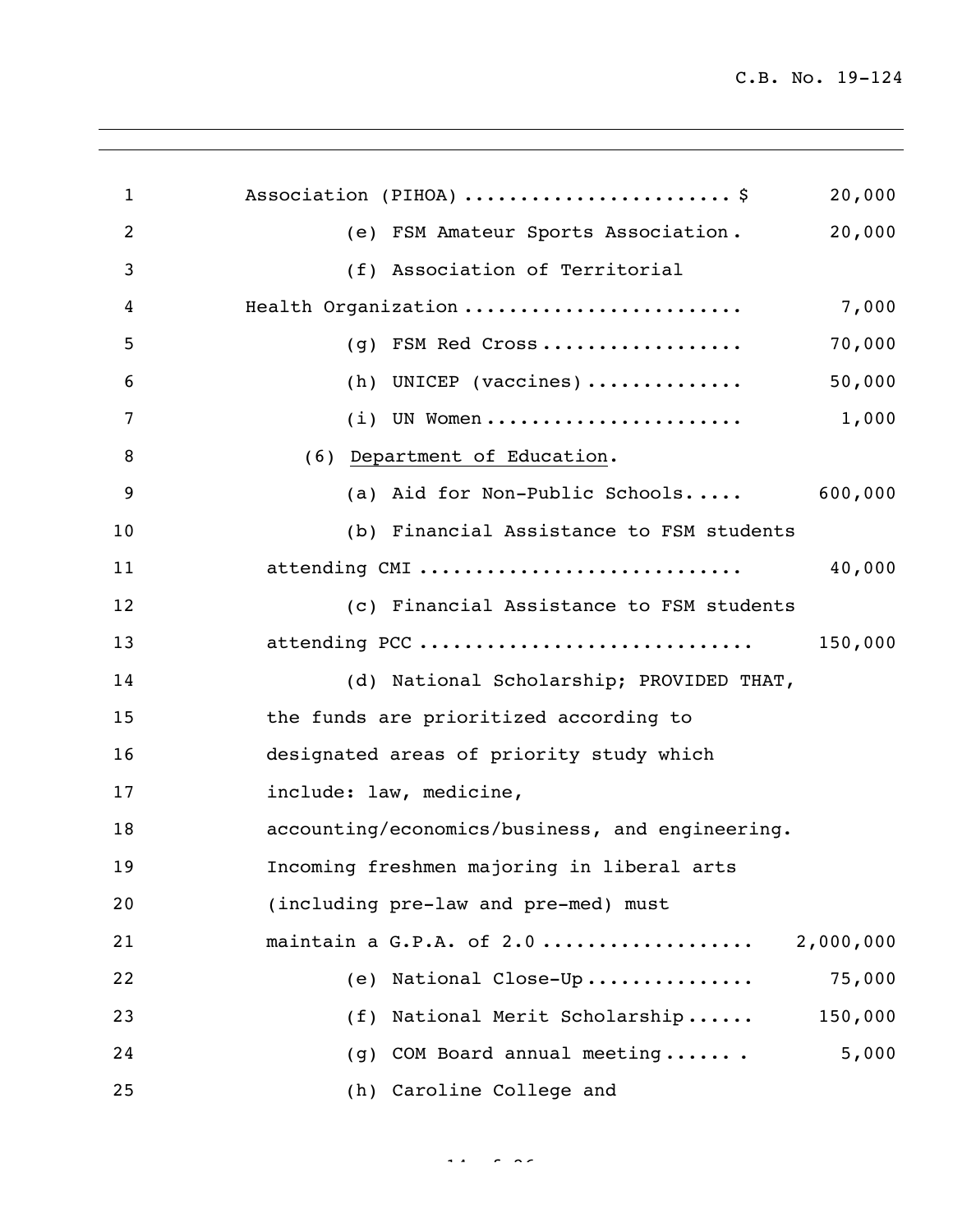Association (PIHOA) ...................... $ 20,000

(e) FSM Amateur Sports Association . 20,000

(f) Association of Territorial Health Organization ........................ 7,000

(g) FSM Red Cross ................. 70,000

(h) UNICEP (vaccines) ............. 50,000

(i) UN Women ...................... 1,000

(6) Department of Education.

(a) Aid for Non-Public Schools..... 600,000

(b) Financial Assistance to FSM students attending CMI ........................... 40,000

(c) Financial Assistance to FSM students attending PCC ............................ 150,000

(d) National Scholarship; PROVIDED THAT, the funds are prioritized according to designated areas of priority study which include: law, medicine, accounting/economics/business, and engineering. Incoming freshmen majoring in liberal arts (including pre-law and pre-med) must maintain a G.P.A. of 2.0 .................. 2,000,000

(e) National Close-Up.............. 75,000

(f) National Merit Scholarship...... 150,000

(g) COM Board annual meeting...... . 5,000

(h) Caroline College and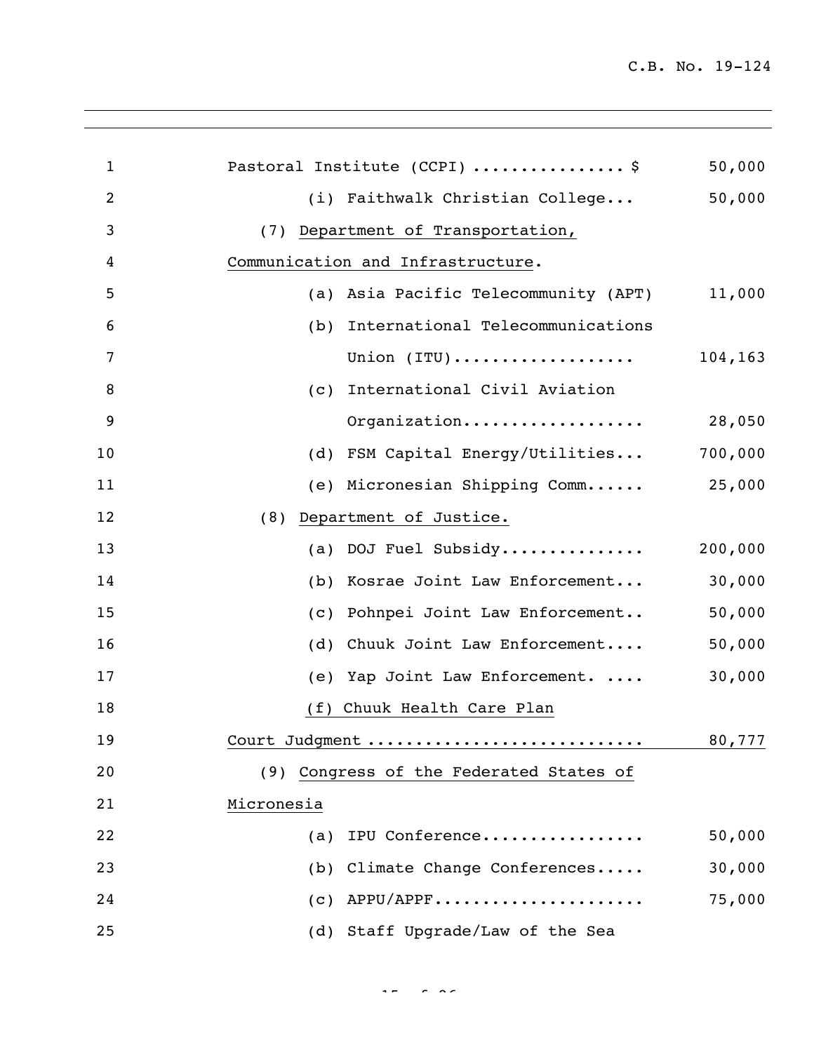Pastoral Institute (CCPI) ................ $ 50,000

(i) Faithwalk Christian College... 50,000

(7) Department of Transportation, Communication and Infrastructure.

(a) Asia Pacific Telecommunity (APT) 11,000

(b) International Telecommunications Union (ITU).................. 104,163

(c) International Civil Aviation Organization.................. 28,050

(d) FSM Capital Energy/Utilities... 700,000

(e) Micronesian Shipping Comm...... 25,000

(8) Department of Justice.

(a) DOJ Fuel Subsidy............... 200,000

(b) Kosrae Joint Law Enforcement... 30,000

(c) Pohnpei Joint Law Enforcement.. 50,000

(d) Chuuk Joint Law Enforcement.... 50,000

(e) Yap Joint Law Enforcement. .... 30,000

(f) Chuuk Health Care Plan Court Judgment ........................... 80,777

(9) Congress of the Federated States of Micronesia

(a) IPU Conference................ 50,000

(b) Climate Change Conferences..... 30,000

(c) APPU/APPF..................... 75,000

(d) Staff Upgrade/Law of the Sea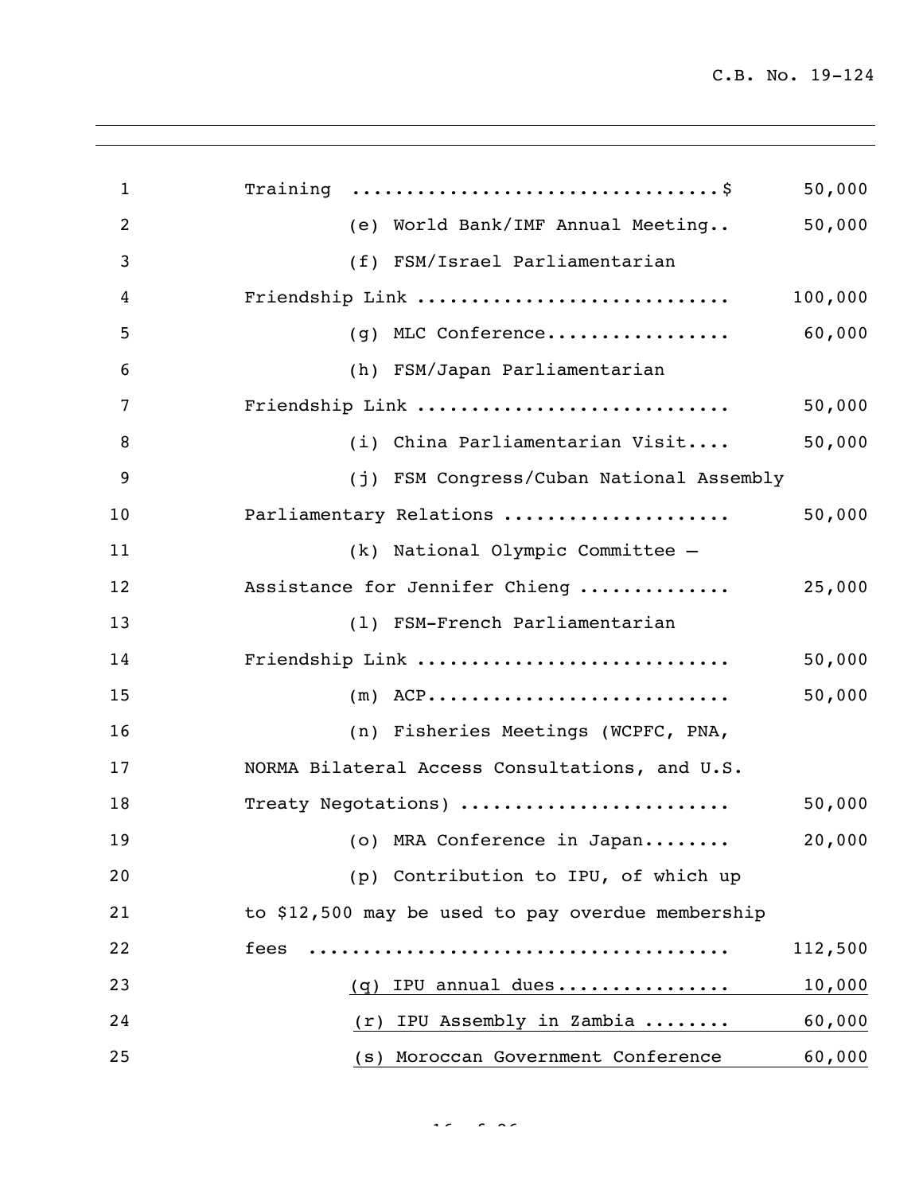Training ..................................$ 50,000

(e) World Bank/IMF Annual Meeting.. 50,000

(f) FSM/Israel Parliamentarian Friendship Link ............................ 100,000

(g) MLC Conference................. 60,000

(h) FSM/Japan Parliamentarian Friendship Link ............................ 50,000

(i) China Parliamentarian Visit.... 50,000

(j) FSM Congress/Cuban National Assembly Parliamentary Relations .................... 50,000

(k) National Olympic Committee – Assistance for Jennifer Chieng ............. 25,000

(l) FSM-French Parliamentarian Friendship Link ............................ 50,000

(m) ACP........................... 50,000

(n) Fisheries Meetings (WCPFC, PNA, NORMA Bilateral Access Consultations, and U.S. Treaty Negotations) ........................ 50,000

(o) MRA Conference in Japan........ 20,000

(p) Contribution to IPU, of which up to $12,500 may be used to pay overdue membership fees ..................................... 112,500

<u>(q) IPU annual dues............... 10,000</u>

<u>(r) IPU Assembly in Zambia ........ 60,000</u>

<u>(s) Moroccan Government Conference 60,000</u>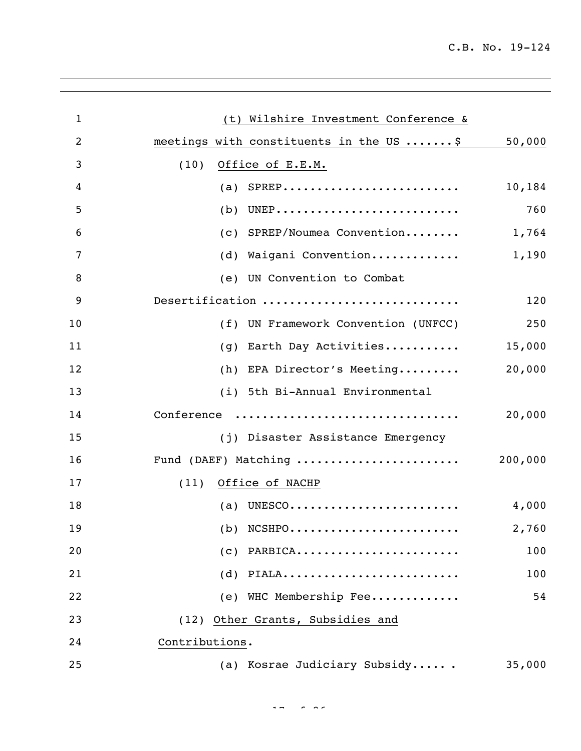(t) Wilshire Investment Conference & meetings with constituents in the US .......$ 50,000

(10) Office of E.E.M.

(a) SPREP.......................... 10,184

(b) UNEP........................... 760

(c) SPREP/Noumea Convention........ 1,764

(d) Waigani Convention............. 1,190

(e) UN Convention to Combat Desertification ............................ 120

(f) UN Framework Convention (UNFCC) 250

(g) Earth Day Activities........... 15,000

(h) EPA Director's Meeting......... 20,000

(i) 5th Bi-Annual Environmental Conference ................................ 20,000

(j) Disaster Assistance Emergency Fund (DAEF) Matching ........................ 200,000

(11) Office of NACHP

(a) UNESCO......................... 4,000

(b) NCSHPO......................... 2,760

(c) PARBICA........................ 100

(d) PIALA.......................... 100

(e) WHC Membership Fee............. 54

(12) Other Grants, Subsidies and Contributions.

(a) Kosrae Judiciary Subsidy..... . 35,000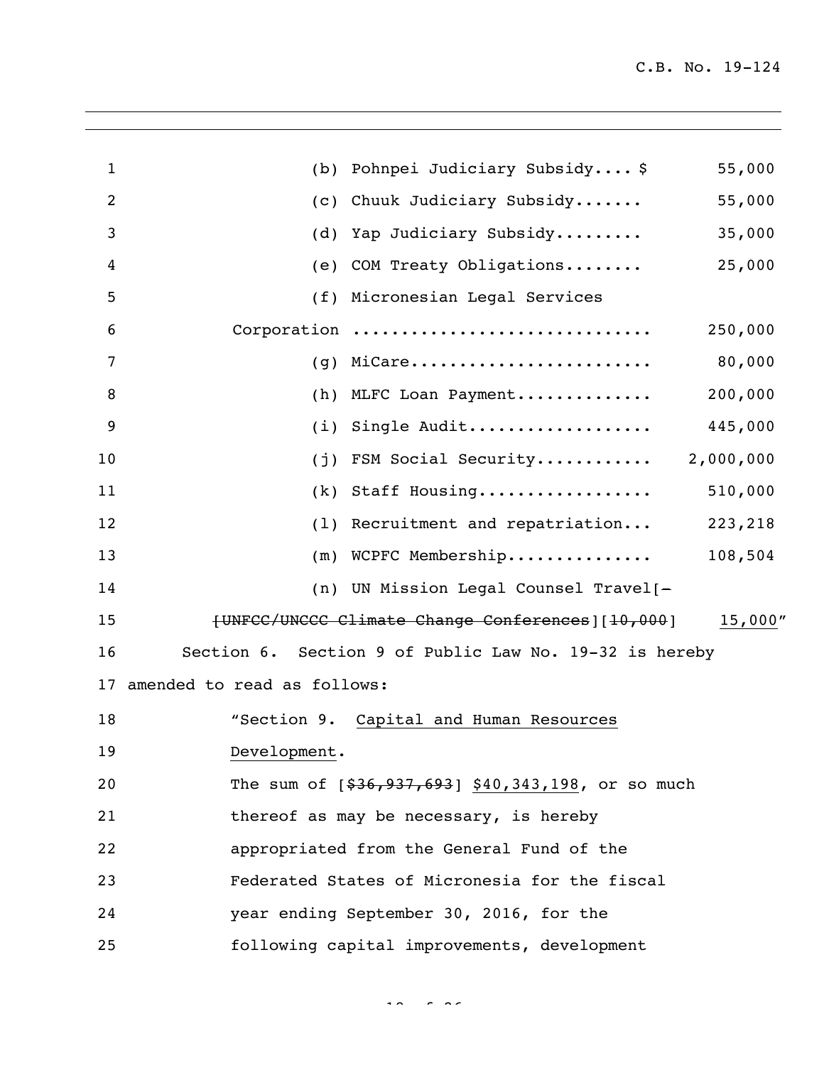1 (b) Pohnpei Judiciary Subsidy.... $ 55,000

2 (c) Chuuk Judiciary Subsidy....... 55,000

3 (d) Yap Judiciary Subsidy......... 35,000

4 (e) COM Treaty Obligations........ 25,000

5 (f) Micronesian Legal Services

6 Corporation ............................ 250,000

7 (g) MiCare......................... 80,000

8 (h) MLFC Loan Payment.............. 200,000

9 (i) Single Audit................... 445,000

10 (j) FSM Social Security............ 2,000,000

11 (k) Staff Housing.................. 510,000

12 (l) Recruitment and repatriation... 223,218

13 (m) WCPFC Membership............... 108,504

14 (n) UN Mission Legal Counsel Travel[~~-~~

15 ~~[UNFCC/UNCCC Climate Change Conferences~~][~~10,000~~] 15,000"

16 Section 6. Section 9 of Public Law No. 19-32 is hereby

17 amended to read as follows:

18 "Section 9. Capital and Human Resources

19 Development.

20 The sum of [~~$36,937,693~~] $40,343,198, or so much

21 thereof as may be necessary, is hereby

22 appropriated from the General Fund of the

23 Federated States of Micronesia for the fiscal

24 year ending September 30, 2016, for the

25 following capital improvements, development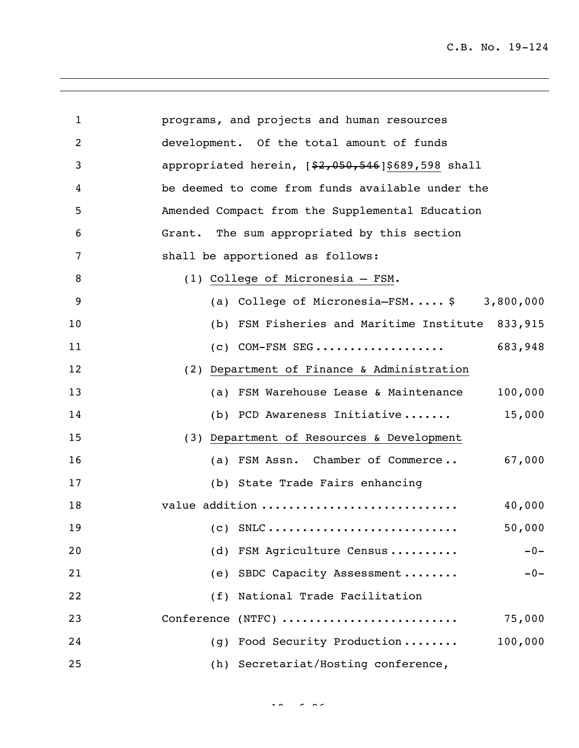programs, and projects and human resources development. Of the total amount of funds appropriated herein, [~~$2,050,546~~]<u>$689,598</u> shall be deemed to come from funds available under the Amended Compact from the Supplemental Education Grant. The sum appropriated by this section shall be apportioned as follows:

(1) <u>College of Micronesia – FSM</u>.

| | |
|---|---|
| (a) College of Micronesia–FSM..... $ | 3,800,000 |
| (b) FSM Fisheries and Maritime Institute | 833,915 |
| (c) COM-FSM SEG.................. | 683,948 |

(2) <u>Department of Finance & Administration</u>

| | |
|---|---|
| (a) FSM Warehouse Lease & Maintenance | 100,000 |
| (b) PCD Awareness Initiative....... | 15,000 |

(3) <u>Department of Resources & Development</u>

| | |
|---|---|
| (a) FSM Assn. Chamber of Commerce.. | 67,000 |
| (b) State Trade Fairs enhancing value addition ............................ | 40,000 |
| (c) SNLC........................... | 50,000 |
| (d) FSM Agriculture Census.......... | -0- |
| (e) SBDC Capacity Assessment........ | -0- |
| (f) National Trade Facilitation Conference (NTFC) ......................... | 75,000 |
| (g) Food Security Production........ | 100,000 |

(h) Secretariat/Hosting conference,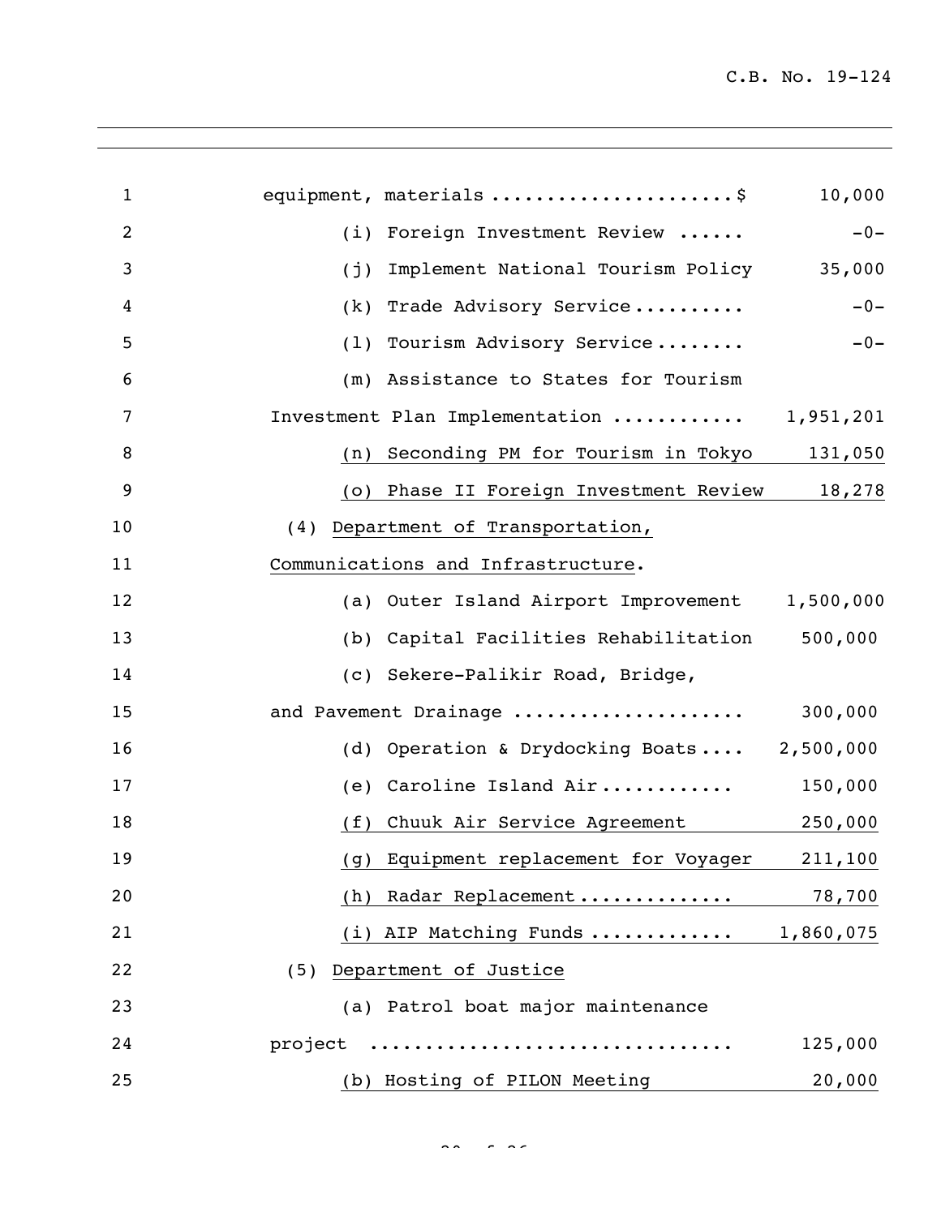equipment, materials .....................$ 10,000

(i) Foreign Investment Review ...... -0-

(j) Implement National Tourism Policy 35,000

(k) Trade Advisory Service.......... -0-

(l) Tourism Advisory Service........ -0-

(m) Assistance to States for Tourism Investment Plan Implementation ........... 1,951,201

(n) Seconding PM for Tourism in Tokyo 131,050

(o) Phase II Foreign Investment Review 18,278

(4) Department of Transportation, Communications and Infrastructure.

(a) Outer Island Airport Improvement 1,500,000

(b) Capital Facilities Rehabilitation 500,000

(c) Sekere-Palikir Road, Bridge, and Pavement Drainage .................... 300,000

(d) Operation & Drydocking Boats.... 2,500,000

(e) Caroline Island Air........... 150,000

(f) Chuuk Air Service Agreement 250,000

(g) Equipment replacement for Voyager 211,100

(h) Radar Replacement............. 78,700

(i) AIP Matching Funds ............ 1,860,075

(5) Department of Justice

(a) Patrol boat major maintenance project ............................... 125,000

(b) Hosting of PILON Meeting 20,000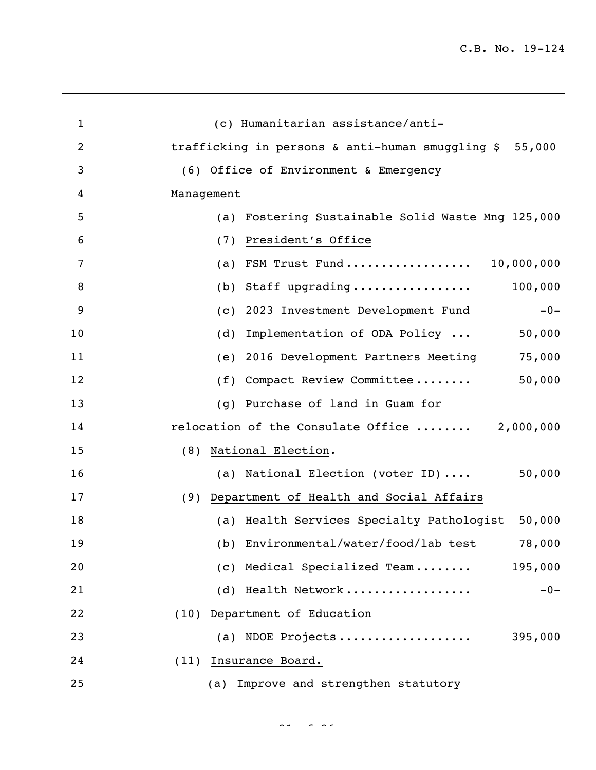(c) Humanitarian assistance/anti-trafficking in persons & anti-human smuggling $ 55,000

(6) Office of Environment & Emergency Management

(a) Fostering Sustainable Solid Waste Mng 125,000

(7) President's Office

(a) FSM Trust Fund.................. 10,000,000

(b) Staff upgrading................. 100,000

(c) 2023 Investment Development Fund -0-

(d) Implementation of ODA Policy ... 50,000

(e) 2016 Development Partners Meeting 75,000

(f) Compact Review Committee........ 50,000

(g) Purchase of land in Guam for relocation of the Consulate Office ........ 2,000,000

(8) National Election.

(a) National Election (voter ID).... 50,000

(9) Department of Health and Social Affairs

(a) Health Services Specialty Pathologist 50,000

(b) Environmental/water/food/lab test 78,000

(c) Medical Specialized Team........ 195,000

(d) Health Network.................. -0-

(10) Department of Education

(a) NDOE Projects................... 395,000

(11) Insurance Board.

(a) Improve and strengthen statutory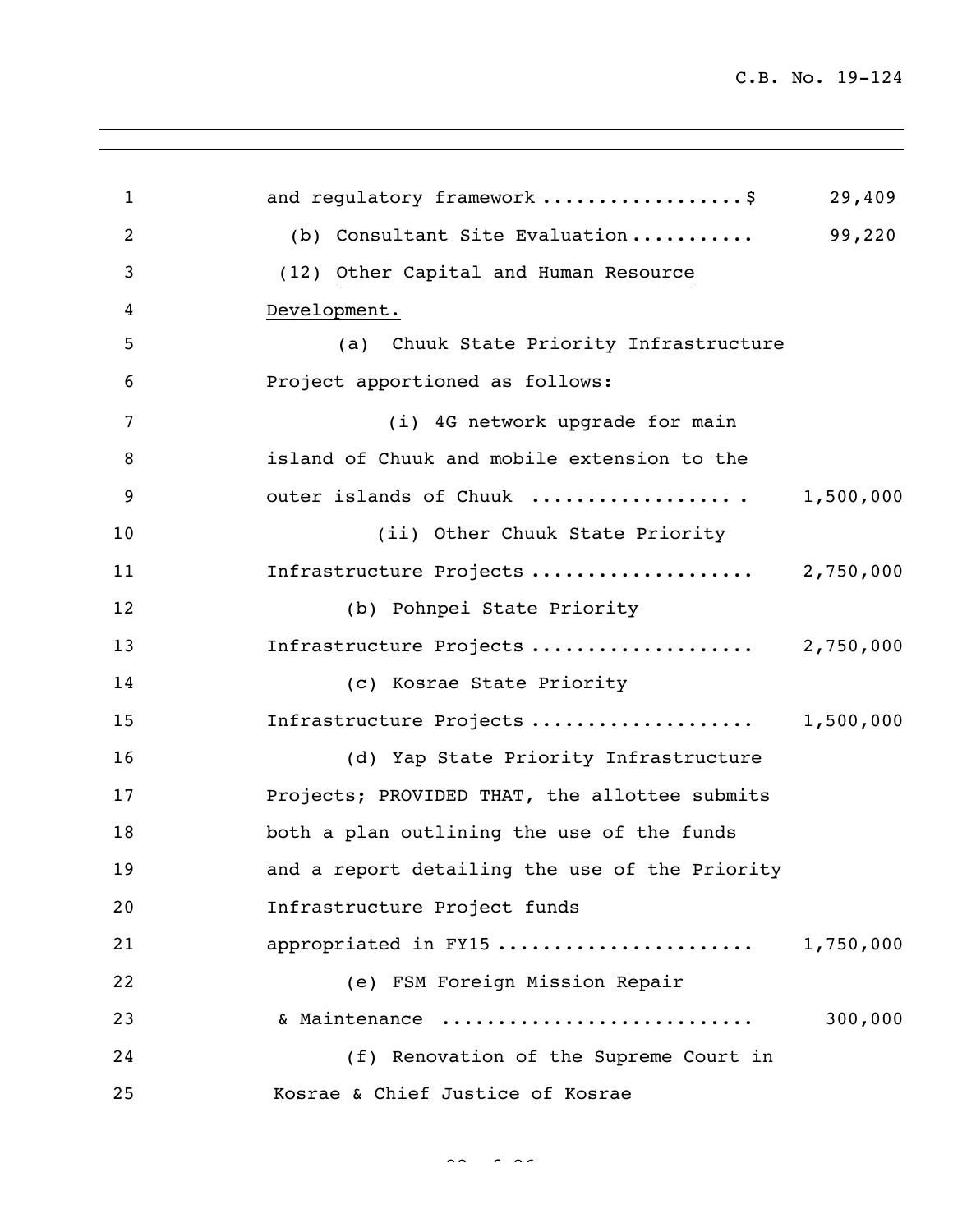and regulatory framework ..................$ 29,409

(b) Consultant Site Evaluation........... 99,220

(12) <u>Other Capital and Human Resource Development.</u>

(a) Chuuk State Priority Infrastructure Project apportioned as follows:

(i) 4G network upgrade for main island of Chuuk and mobile extension to the outer islands of Chuuk .................. . 1,500,000

(ii) Other Chuuk State Priority Infrastructure Projects .................... 2,750,000

(b) Pohnpei State Priority Infrastructure Projects .................... 2,750,000

(c) Kosrae State Priority Infrastructure Projects .................... 1,500,000

(d) Yap State Priority Infrastructure Projects; PROVIDED THAT, the allottee submits both a plan outlining the use of the funds and a report detailing the use of the Priority Infrastructure Project funds appropriated in FY15 ...................... 1,750,000

(e) FSM Foreign Mission Repair & Maintenance .......................... 300,000

(f) Renovation of the Supreme Court in Kosrae & Chief Justice of Kosrae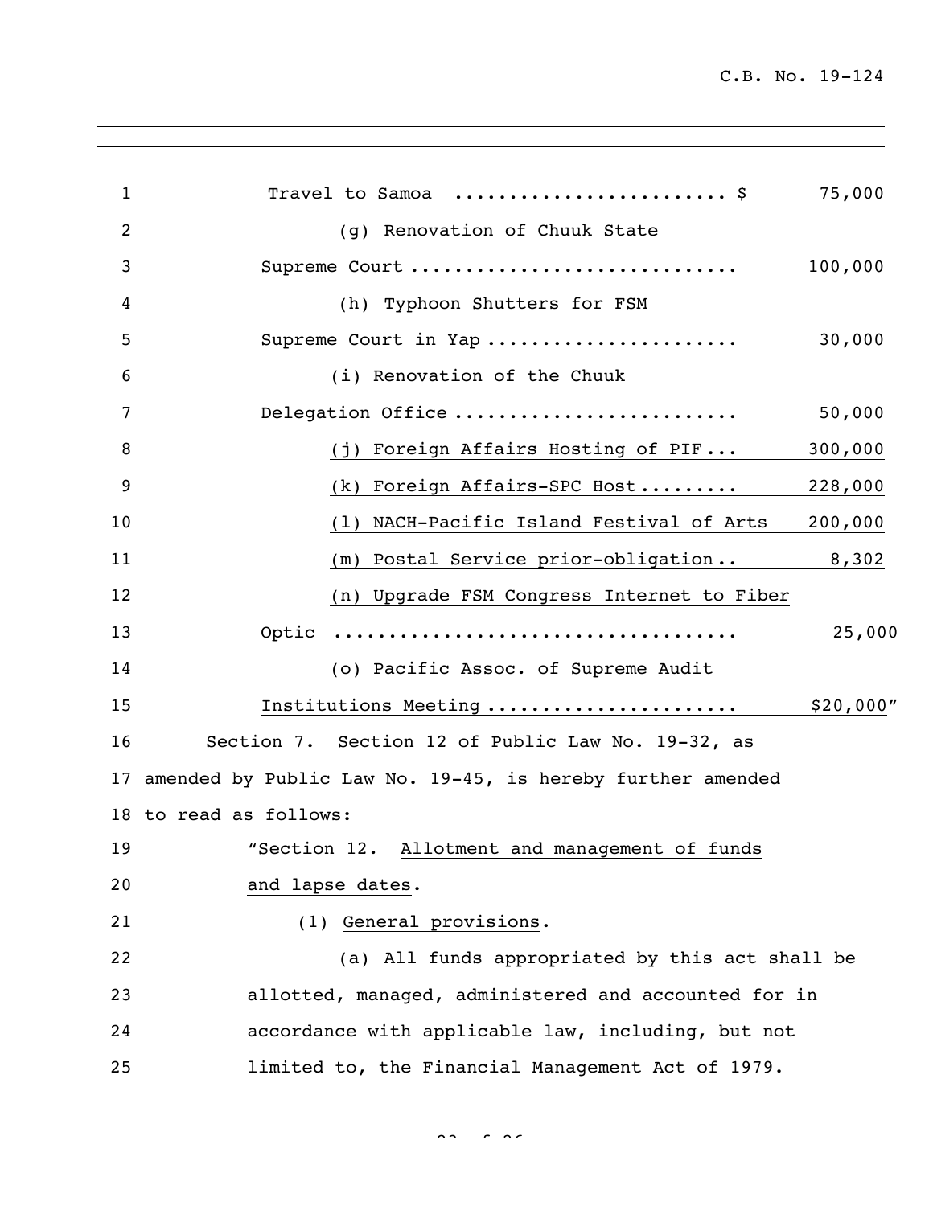Travel to Samoa ........................ $ 75,000

(g) Renovation of Chuuk State Supreme Court ............................ 100,000

(h) Typhoon Shutters for FSM Supreme Court in Yap ...................... 30,000

(i) Renovation of the Chuuk Delegation Office ......................... 50,000

(j) Foreign Affairs Hosting of PIF... 300,000

(k) Foreign Affairs-SPC Host......... 228,000

(l) NACH-Pacific Island Festival of Arts 200,000

(m) Postal Service prior-obligation.. 8,302

(n) Upgrade FSM Congress Internet to Fiber Optic .................................. 25,000

(o) Pacific Assoc. of Supreme Audit Institutions Meeting ..................... $20,000"

Section 7. Section 12 of Public Law No. 19-32, as amended by Public Law No. 19-45, is hereby further amended to read as follows:

"Section 12. Allotment and management of funds and lapse dates.

(1) General provisions.

(a) All funds appropriated by this act shall be allotted, managed, administered and accounted for in accordance with applicable law, including, but not limited to, the Financial Management Act of 1979.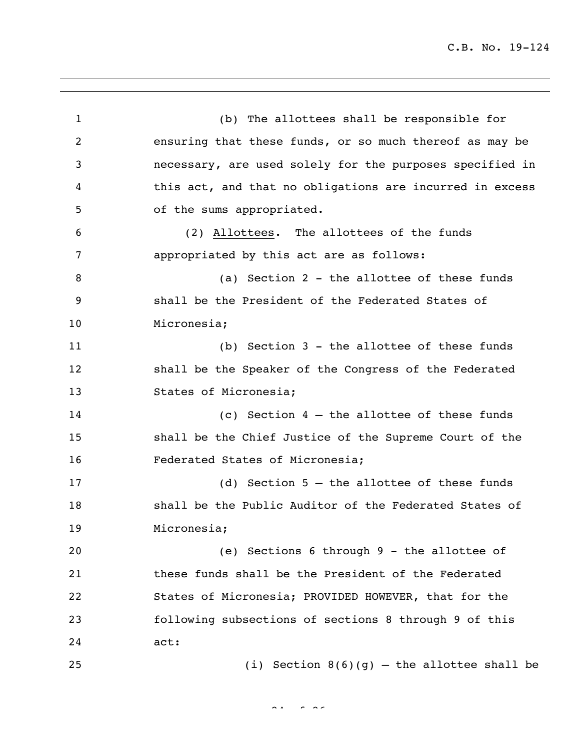(b) The allottees shall be responsible for ensuring that these funds, or so much thereof as may be necessary, are used solely for the purposes specified in this act, and that no obligations are incurred in excess of the sums appropriated.

(2) Allottees. The allottees of the funds appropriated by this act are as follows:

(a) Section 2 - the allottee of these funds shall be the President of the Federated States of Micronesia;

(b) Section 3 - the allottee of these funds shall be the Speaker of the Congress of the Federated States of Micronesia;

(c) Section 4 – the allottee of these funds shall be the Chief Justice of the Supreme Court of the Federated States of Micronesia;

(d) Section 5 – the allottee of these funds shall be the Public Auditor of the Federated States of Micronesia;

(e) Sections 6 through 9 - the allottee of these funds shall be the President of the Federated States of Micronesia; PROVIDED HOWEVER, that for the following subsections of sections 8 through 9 of this act:

(i) Section 8(6)(g) – the allottee shall be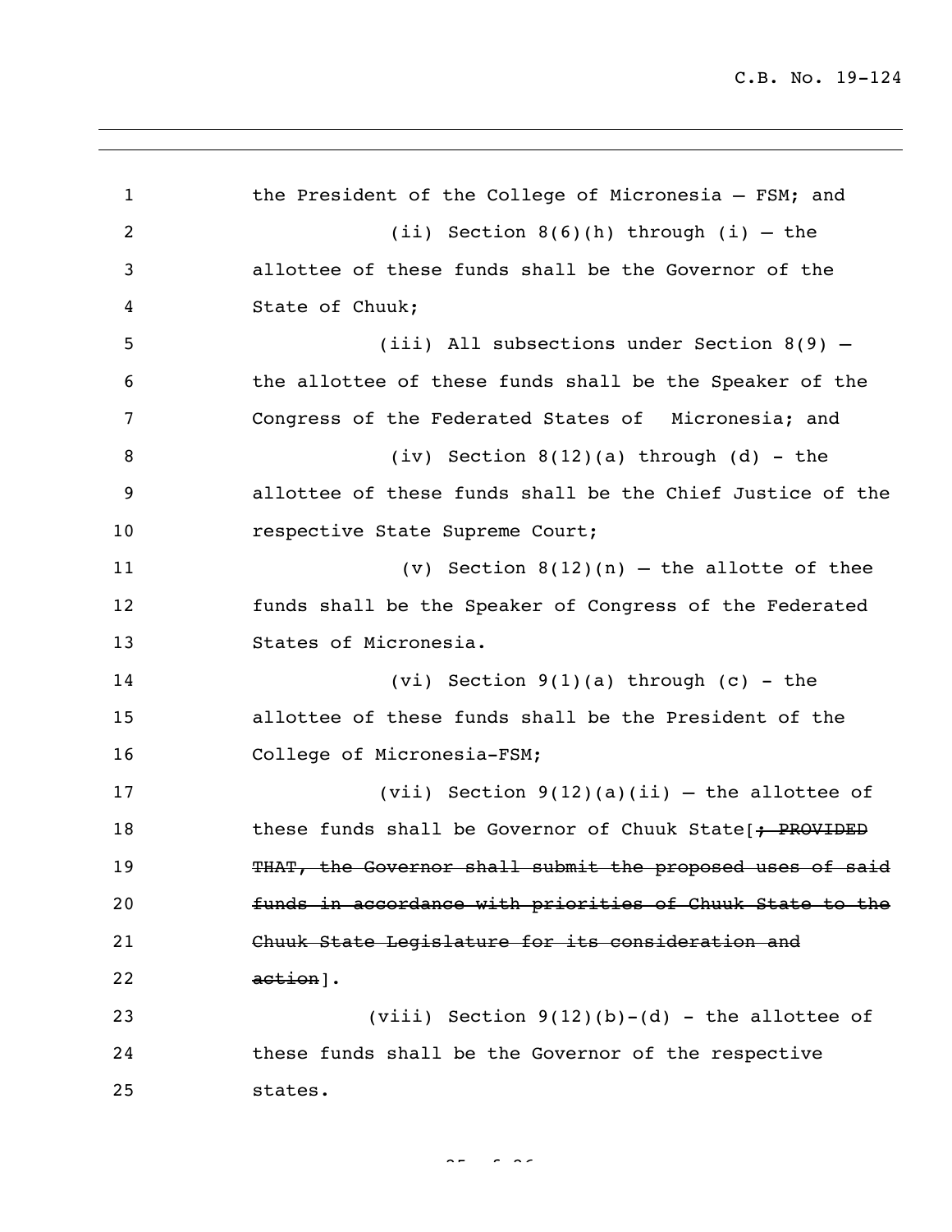the President of the College of Micronesia – FSM; and

(ii) Section 8(6)(h) through (i) – the allottee of these funds shall be the Governor of the State of Chuuk;

(iii) All subsections under Section 8(9) – the allottee of these funds shall be the Speaker of the Congress of the Federated States of Micronesia; and

(iv) Section 8(12)(a) through (d) - the allottee of these funds shall be the Chief Justice of the respective State Supreme Court;

(v) Section 8(12)(n) – the allotte of thee funds shall be the Speaker of Congress of the Federated States of Micronesia.

(vi) Section 9(1)(a) through (c) - the allottee of these funds shall be the President of the College of Micronesia-FSM;

(vii) Section 9(12)(a)(ii) – the allottee of these funds shall be Governor of Chuuk State[~~; PROVIDED THAT, the Governor shall submit the proposed uses of said funds in accordance with priorities of Chuuk State to the Chuuk State Legislature for its consideration and action~~].

(viii) Section 9(12)(b)-(d) - the allottee of these funds shall be the Governor of the respective states.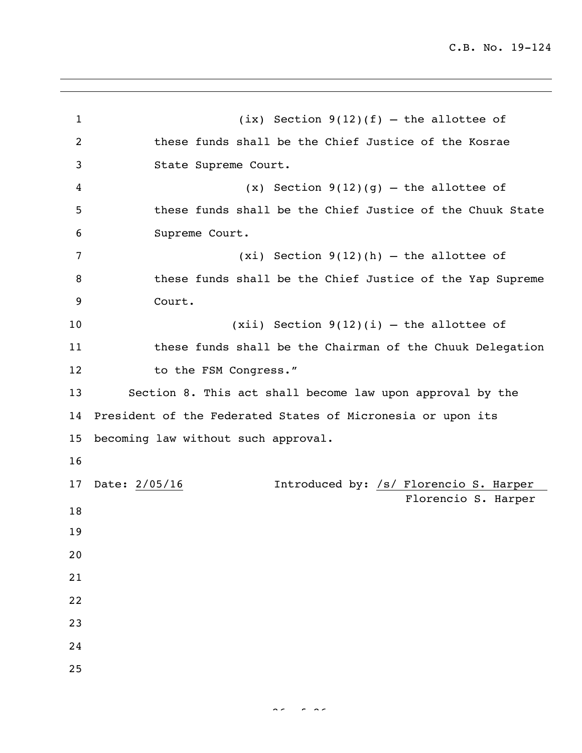(ix) Section 9(12)(f) – the allottee of these funds shall be the Chief Justice of the Kosrae State Supreme Court.

(x) Section 9(12)(g) – the allottee of these funds shall be the Chief Justice of the Chuuk State Supreme Court.

(xi) Section 9(12)(h) – the allottee of these funds shall be the Chief Justice of the Yap Supreme Court.

(xii) Section 9(12)(i) – the allottee of these funds shall be the Chairman of the Chuuk Delegation to the FSM Congress."

Section 8. This act shall become law upon approval by the President of the Federated States of Micronesia or upon its becoming law without such approval.

Date: 2/05/16 Introduced by: /s/ Florencio S. Harper

Florencio S. Harper